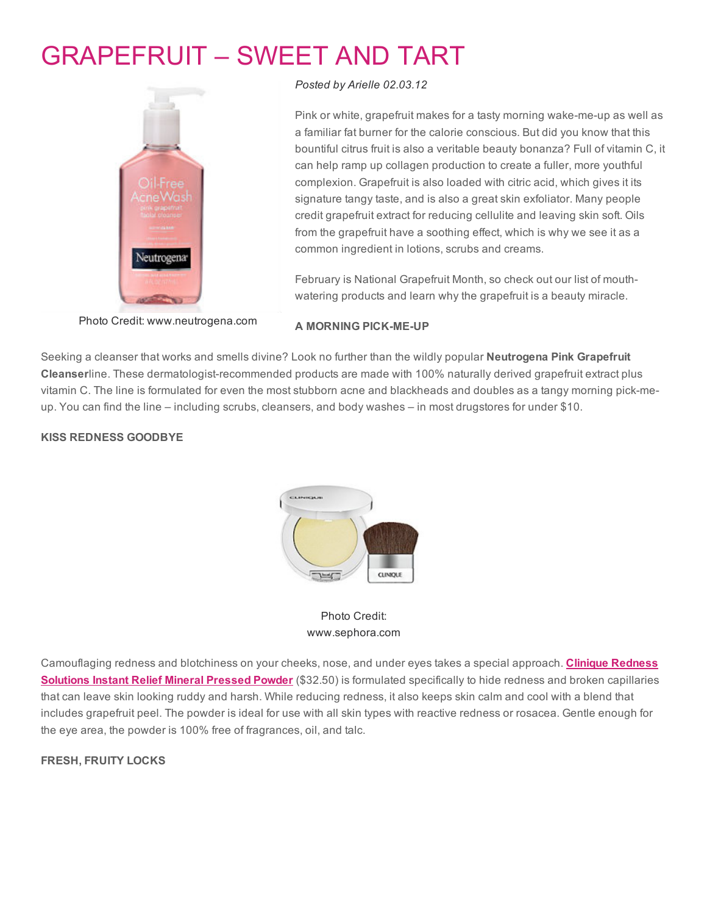# GRAPEFRUIT – SWEET AND TART

Photo Credit: www.neutrogena.com

*Posted by Arielle 02.03.12*

Pink or white, grapefruit makes for a tasty morning wake-me-up as well as a familiar fat burner for the calorie conscious. But did you know that this bountiful citrus fruit is also a veritable beauty bonanza? Full of vitamin C, it can help ramp up collagen production to create a fuller, more youthful complexion. Grapefruit is also loaded with citric acid, which gives it its signature tangy taste, and is also a great skin exfoliator. Many people credit grapefruit extract for reducing cellulite and leaving skin soft. Oils from the grapefruit have a soothing effect, which is why we see it as a common ingredient in lotions, scrubs and creams.

February is National Grapefruit Month, so check out our list of mouth-watering products and learn why the grapefruit is a beauty miracle.

**A MORNING PICK-ME-UP**

Seeking a cleanser that works and smells divine? Look no further than the wildly popular **Neutrogena Pink Grapefruit Cleanser**line. These dermatologist-recommended products are made with 100% naturally derived grapefruit extract plus vitamin C. The line is formulated for even the most stubborn acne and blackheads and doubles as a tangy morning pick-me-up. You can find the line – including scrubs, cleansers, and body washes – in most drugstores for under $10.

**KISS REDNESS GOODBYE**

Photo Credit: www.sephora.com

Camouflaging redness and blotchiness on your cheeks, nose, and under eyes takes a special approach. **Clinique Redness Solutions Instant Relief Mineral Pressed Powder** ($32.50) is formulated specifically to hide redness and broken capillaries that can leave skin looking ruddy and harsh. While reducing redness, it also keeps skin calm and cool with a blend that includes grapefruit peel. The powder is ideal for use with all skin types with reactive redness or rosacea. Gentle enough for the eye area, the powder is 100% free of fragrances, oil, and talc.

**FRESH, FRUITY LOCKS**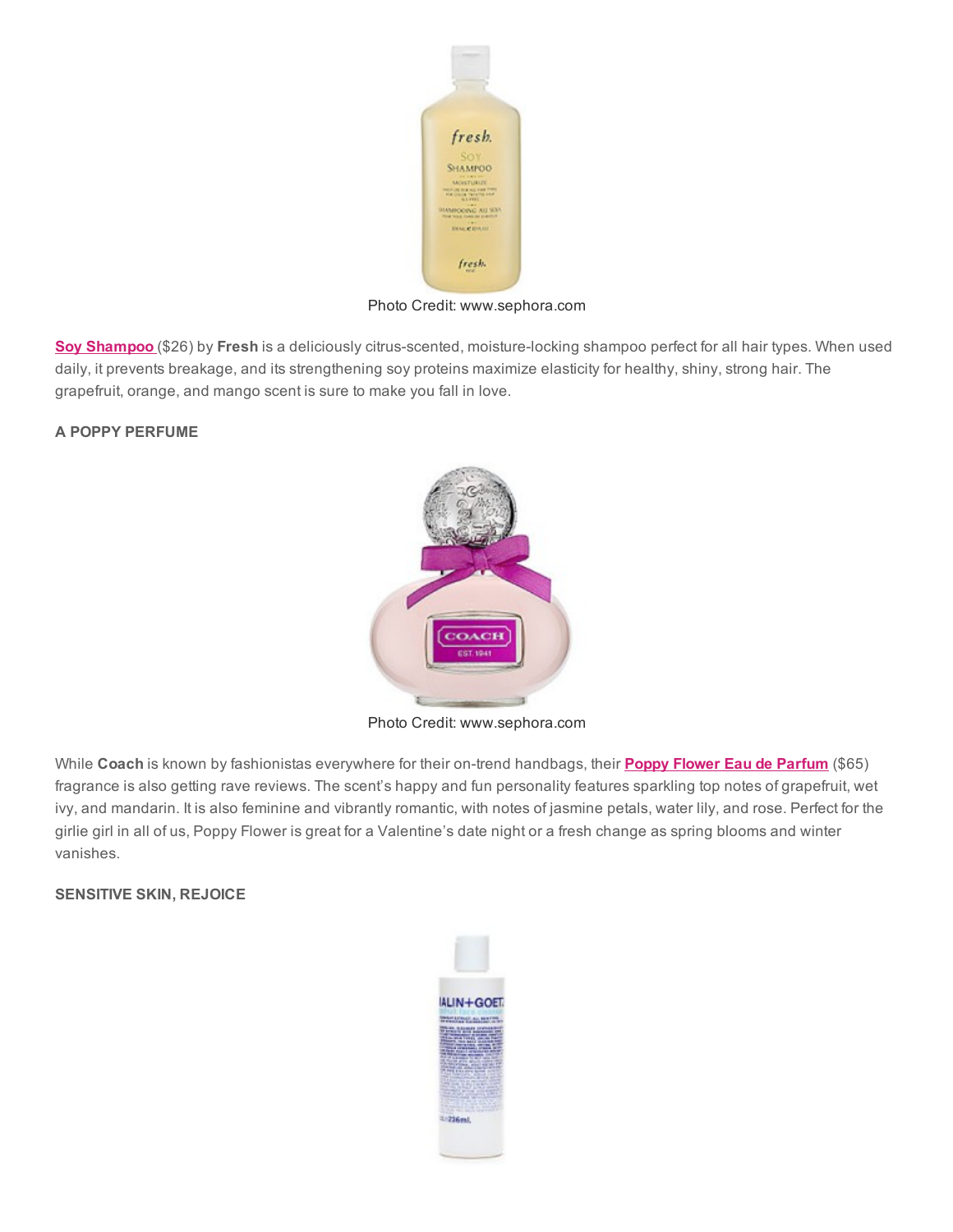Photo Credit: www.sephora.com

**Soy Shampoo** ($26) by **Fresh** is a deliciously citrus-scented, moisture-locking shampoo perfect for all hair types. When used daily, it prevents breakage, and its strengthening soy proteins maximize elasticity for healthy, shiny, strong hair. The grapefruit, orange, and mango scent is sure to make you fall in love.

**A POPPY PERFUME**

Photo Credit: www.sephora.com

While **Coach** is known by fashionistas everywhere for their on-trend handbags, their **Poppy Flower Eau de Parfum** ($65) fragrance is also getting rave reviews. The scent's happy and fun personality features sparkling top notes of grapefruit, wet ivy, and mandarin. It is also feminine and vibrantly romantic, with notes of jasmine petals, water lily, and rose. Perfect for the girlie girl in all of us, Poppy Flower is great for a Valentine's date night or a fresh change as spring blooms and winter vanishes.

**SENSITIVE SKIN, REJOICE**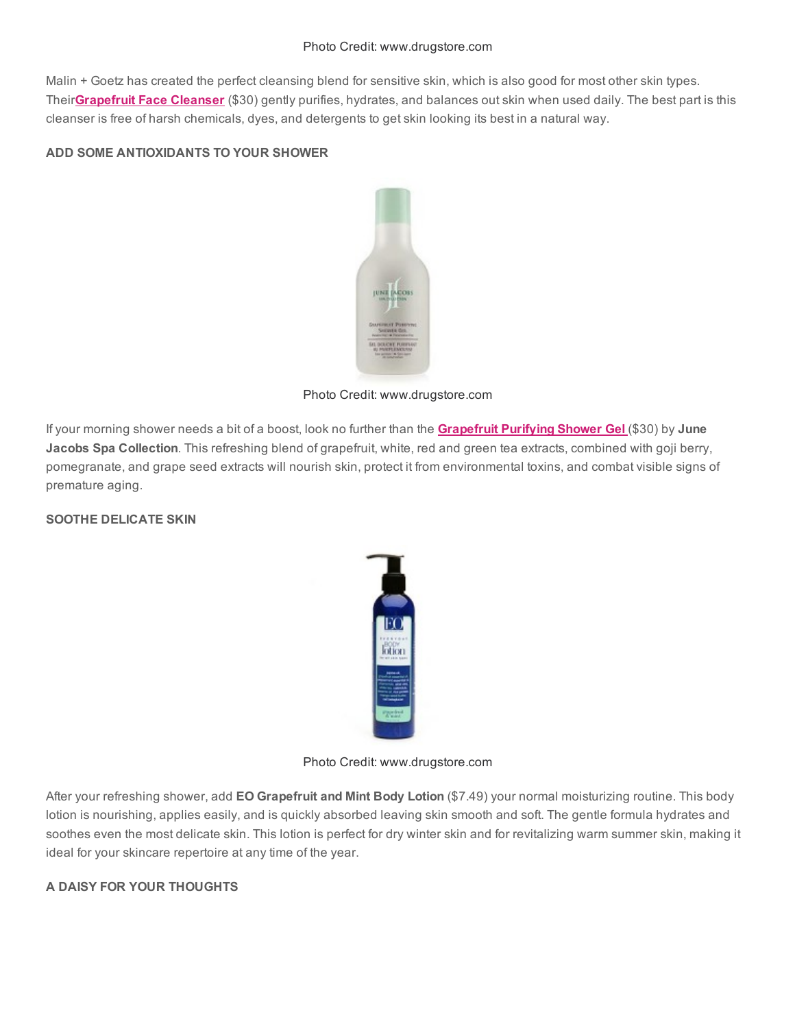Photo Credit: www.drugstore.com

Malin + Goetz has created the perfect cleansing blend for sensitive skin, which is also good for most other skin types. Their**Grapefruit Face Cleanser** ($30) gently purifies, hydrates, and balances out skin when used daily. The best part is this cleanser is free of harsh chemicals, dyes, and detergents to get skin looking its best in a natural way.

**ADD SOME ANTIOXIDANTS TO YOUR SHOWER**

Photo Credit: www.drugstore.com

If your morning shower needs a bit of a boost, look no further than the **Grapefruit Purifying Shower Gel** ($30) by **June Jacobs Spa Collection**. This refreshing blend of grapefruit, white, red and green tea extracts, combined with goji berry, pomegranate, and grape seed extracts will nourish skin, protect it from environmental toxins, and combat visible signs of premature aging.

**SOOTHE DELICATE SKIN**

Photo Credit: www.drugstore.com

After your refreshing shower, add **EO Grapefruit and Mint Body Lotion** ($7.49) your normal moisturizing routine. This body lotion is nourishing, applies easily, and is quickly absorbed leaving skin smooth and soft. The gentle formula hydrates and soothes even the most delicate skin. This lotion is perfect for dry winter skin and for revitalizing warm summer skin, making it ideal for your skincare repertoire at any time of the year.

**A DAISY FOR YOUR THOUGHTS**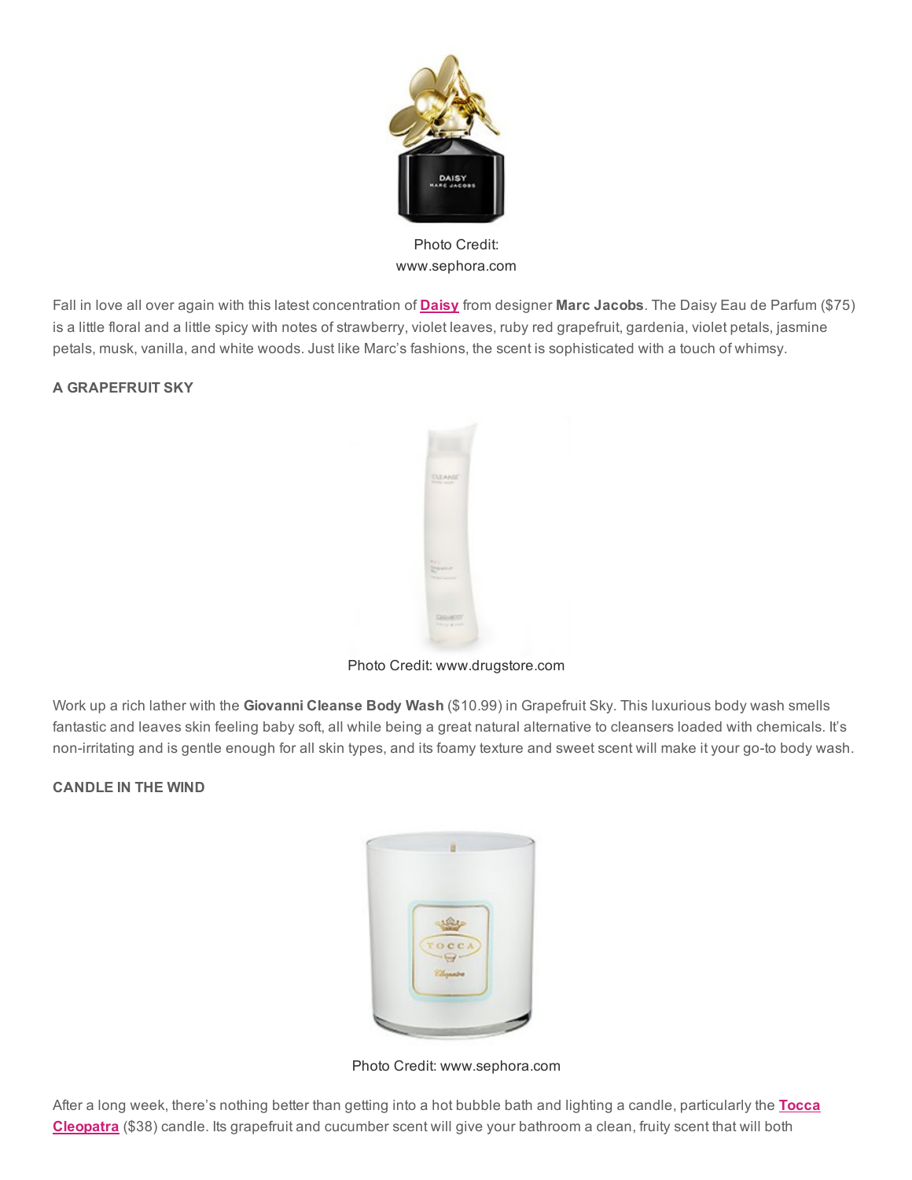Photo Credit:
www.sephora.com

Fall in love all over again with this latest concentration of **Daisy** from designer **Marc Jacobs**. The Daisy Eau de Parfum ($75) is a little floral and a little spicy with notes of strawberry, violet leaves, ruby red grapefruit, gardenia, violet petals, jasmine petals, musk, vanilla, and white woods. Just like Marc's fashions, the scent is sophisticated with a touch of whimsy.

**A GRAPEFRUIT SKY**

Photo Credit: www.drugstore.com

Work up a rich lather with the **Giovanni Cleanse Body Wash** ($10.99) in Grapefruit Sky. This luxurious body wash smells fantastic and leaves skin feeling baby soft, all while being a great natural alternative to cleansers loaded with chemicals. It's non-irritating and is gentle enough for all skin types, and its foamy texture and sweet scent will make it your go-to body wash.

**CANDLE IN THE WIND**

Photo Credit: www.sephora.com

After a long week, there's nothing better than getting into a hot bubble bath and lighting a candle, particularly the **Tocca Cleopatra** ($38) candle. Its grapefruit and cucumber scent will give your bathroom a clean, fruity scent that will both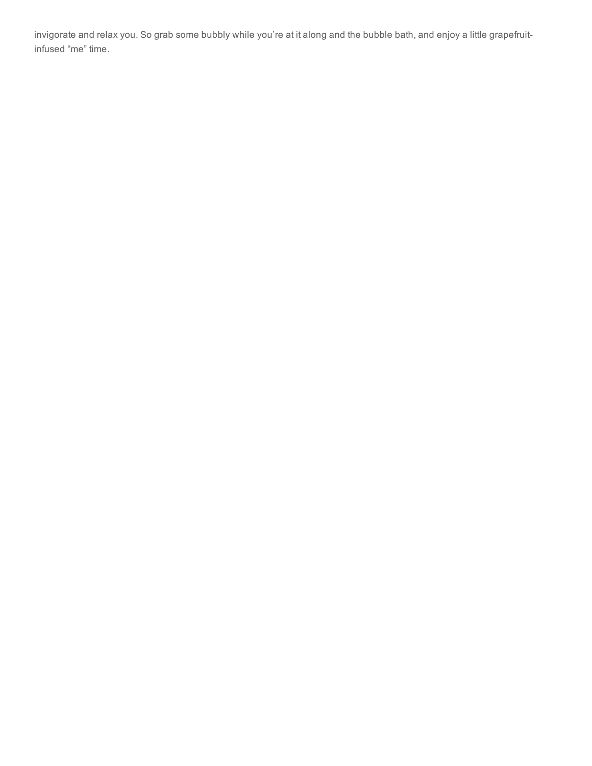invigorate and relax you. So grab some bubbly while you're at it along and the bubble bath, and enjoy a little grapefruit-infused "me" time.